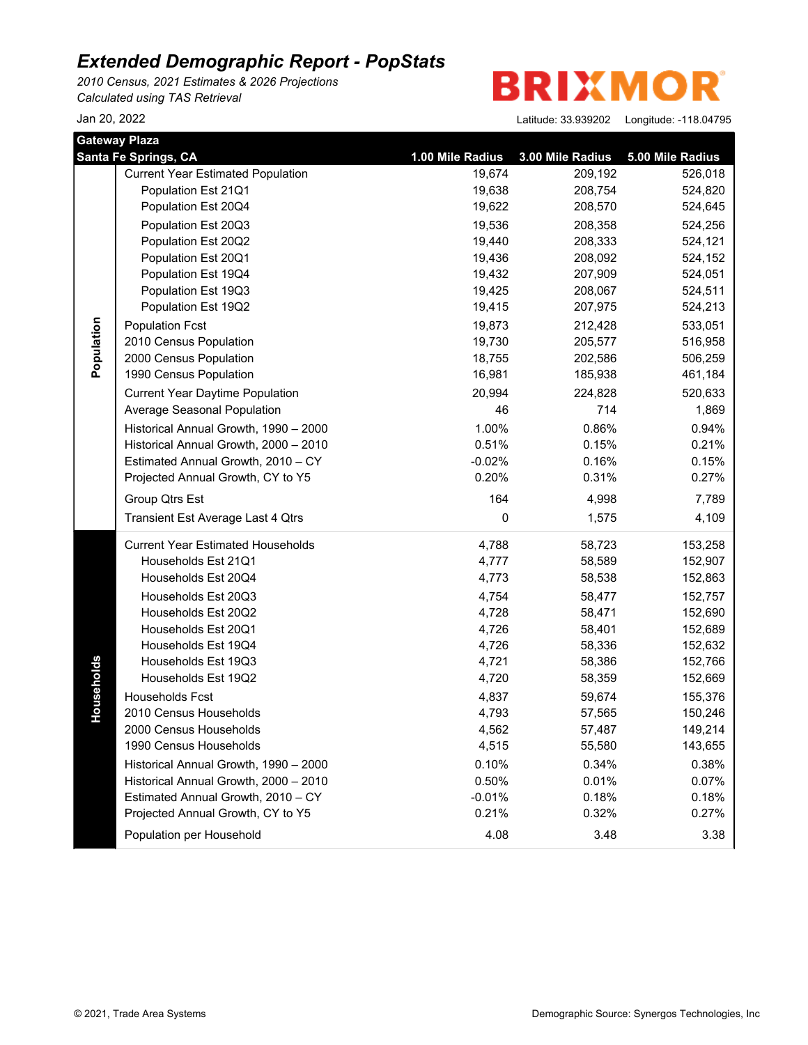# Extended Demographic Report - PopStats

*2010 Census, 2021 Estimates & 2026 Projections*
*Calculated using TAS Retrieval*

Jan 20, 2022

BRIXMOR

Latitude: 33.939202 Longitude: -118.04795

**Gateway Plaza**
**Santa Fe Springs, CA**

| Section | Item | 1.00 Mile Radius | 3.00 Mile Radius | 5.00 Mile Radius |
|---|---|---|---|---|
| Population | Current Year Estimated Population | 19,674 | 209,192 | 526,018 |
| | Population Est 21Q1 | 19,638 | 208,754 | 524,820 |
| | Population Est 20Q4 | 19,622 | 208,570 | 524,645 |
| | Population Est 20Q3 | 19,536 | 208,358 | 524,256 |
| | Population Est 20Q2 | 19,440 | 208,333 | 524,121 |
| | Population Est 20Q1 | 19,436 | 208,092 | 524,152 |
| | Population Est 19Q4 | 19,432 | 207,909 | 524,051 |
| | Population Est 19Q3 | 19,425 | 208,067 | 524,511 |
| | Population Est 19Q2 | 19,415 | 207,975 | 524,213 |
| | Population Fcst | 19,873 | 212,428 | 533,051 |
| | 2010 Census Population | 19,730 | 205,577 | 516,958 |
| | 2000 Census Population | 18,755 | 202,586 | 506,259 |
| | 1990 Census Population | 16,981 | 185,938 | 461,184 |
| | Current Year Daytime Population | 20,994 | 224,828 | 520,633 |
| | Average Seasonal Population | 46 | 714 | 1,869 |
| | Historical Annual Growth, 1990 – 2000 | 1.00% | 0.86% | 0.94% |
| | Historical Annual Growth, 2000 – 2010 | 0.51% | 0.15% | 0.21% |
| | Estimated Annual Growth, 2010 – CY | -0.02% | 0.16% | 0.15% |
| | Projected Annual Growth, CY to Y5 | 0.20% | 0.31% | 0.27% |
| | Group Qtrs Est | 164 | 4,998 | 7,789 |
| | Transient Est Average Last 4 Qtrs | 0 | 1,575 | 4,109 |
| Households | Current Year Estimated Households | 4,788 | 58,723 | 153,258 |
| | Households Est 21Q1 | 4,777 | 58,589 | 152,907 |
| | Households Est 20Q4 | 4,773 | 58,538 | 152,863 |
| | Households Est 20Q3 | 4,754 | 58,477 | 152,757 |
| | Households Est 20Q2 | 4,728 | 58,471 | 152,690 |
| | Households Est 20Q1 | 4,726 | 58,401 | 152,689 |
| | Households Est 19Q4 | 4,726 | 58,336 | 152,632 |
| | Households Est 19Q3 | 4,721 | 58,386 | 152,766 |
| | Households Est 19Q2 | 4,720 | 58,359 | 152,669 |
| | Households Fcst | 4,837 | 59,674 | 155,376 |
| | 2010 Census Households | 4,793 | 57,565 | 150,246 |
| | 2000 Census Households | 4,562 | 57,487 | 149,214 |
| | 1990 Census Households | 4,515 | 55,580 | 143,655 |
| | Historical Annual Growth, 1990 – 2000 | 0.10% | 0.34% | 0.38% |
| | Historical Annual Growth, 2000 – 2010 | 0.50% | 0.01% | 0.07% |
| | Estimated Annual Growth, 2010 – CY | -0.01% | 0.18% | 0.18% |
| | Projected Annual Growth, CY to Y5 | 0.21% | 0.32% | 0.27% |
| | Population per Household | 4.08 | 3.48 | 3.38 |

© 2021, Trade Area Systems

Demographic Source: Synergos Technologies, Inc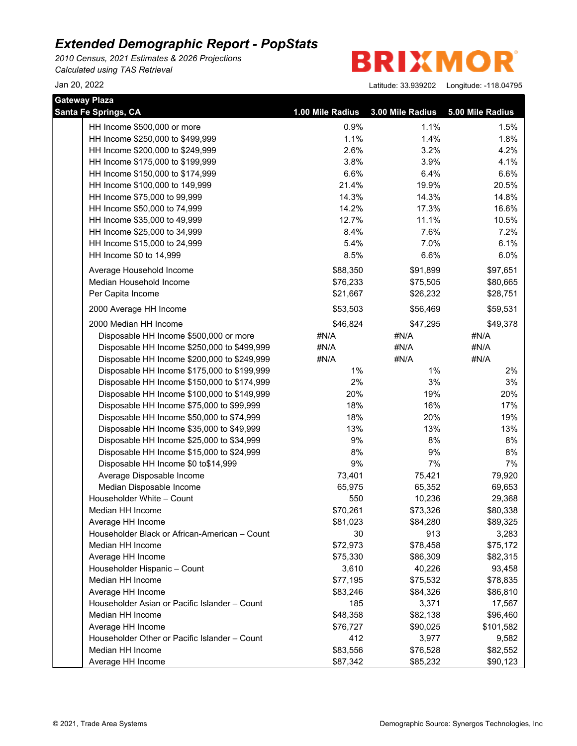# Extended Demographic Report - PopStats

*2010 Census, 2021 Estimates & 2026 Projections*
*Calculated using TAS Retrieval*

Jan 20, 2022

BRIXMOR

Latitude: 33.939202 Longitude: -118.04795

| Gateway Plaza<br>Santa Fe Springs, CA | 1.00 Mile Radius | 3.00 Mile Radius | 5.00 Mile Radius |
|---|---|---|---|
| HH Income $500,000 or more | 0.9% | 1.1% | 1.5% |
| HH Income $250,000 to $499,999 | 1.1% | 1.4% | 1.8% |
| HH Income $200,000 to $249,999 | 2.6% | 3.2% | 4.2% |
| HH Income $175,000 to $199,999 | 3.8% | 3.9% | 4.1% |
| HH Income $150,000 to $174,999 | 6.6% | 6.4% | 6.6% |
| HH Income $100,000 to 149,999 | 21.4% | 19.9% | 20.5% |
| HH Income $75,000 to 99,999 | 14.3% | 14.3% | 14.8% |
| HH Income $50,000 to 74,999 | 14.2% | 17.3% | 16.6% |
| HH Income $35,000 to 49,999 | 12.7% | 11.1% | 10.5% |
| HH Income $25,000 to 34,999 | 8.4% | 7.6% | 7.2% |
| HH Income $15,000 to 24,999 | 5.4% | 7.0% | 6.1% |
| HH Income $0 to 14,999 | 8.5% | 6.6% | 6.0% |
| Average Household Income | $88,350 | $91,899 | $97,651 |
| Median Household Income | $76,233 | $75,505 | $80,665 |
| Per Capita Income | $21,667 | $26,232 | $28,751 |
| 2000 Average HH Income | $53,503 | $56,469 | $59,531 |
| 2000 Median HH Income | $46,824 | $47,295 | $49,378 |
| Disposable HH Income $500,000 or more | #N/A | #N/A | #N/A |
| Disposable HH Income $250,000 to $499,999 | #N/A | #N/A | #N/A |
| Disposable HH Income $200,000 to $249,999 | #N/A | #N/A | #N/A |
| Disposable HH Income $175,000 to $199,999 | 1% | 1% | 2% |
| Disposable HH Income $150,000 to $174,999 | 2% | 3% | 3% |
| Disposable HH Income $100,000 to $149,999 | 20% | 19% | 20% |
| Disposable HH Income $75,000 to $99,999 | 18% | 16% | 17% |
| Disposable HH Income $50,000 to $74,999 | 18% | 20% | 19% |
| Disposable HH Income $35,000 to $49,999 | 13% | 13% | 13% |
| Disposable HH Income $25,000 to $34,999 | 9% | 8% | 8% |
| Disposable HH Income $15,000 to $24,999 | 8% | 9% | 8% |
| Disposable HH Income $0 to$14,999 | 9% | 7% | 7% |
| Average Disposable Income | 73,401 | 75,421 | 79,920 |
| Median Disposable Income | 65,975 | 65,352 | 69,653 |
| Householder White – Count | 550 | 10,236 | 29,368 |
| Median HH Income | $70,261 | $73,326 | $80,338 |
| Average HH Income | $81,023 | $84,280 | $89,325 |
| Householder Black or African-American – Count | 30 | 913 | 3,283 |
| Median HH Income | $72,973 | $78,458 | $75,172 |
| Average HH Income | $75,330 | $86,309 | $82,315 |
| Householder Hispanic – Count | 3,610 | 40,226 | 93,458 |
| Median HH Income | $77,195 | $75,532 | $78,835 |
| Average HH Income | $83,246 | $84,326 | $86,810 |
| Householder Asian or Pacific Islander – Count | 185 | 3,371 | 17,567 |
| Median HH Income | $48,358 | $82,138 | $96,460 |
| Average HH Income | $76,727 | $90,025 | $101,582 |
| Householder Other or Pacific Islander – Count | 412 | 3,977 | 9,582 |
| Median HH Income | $83,556 | $76,528 | $82,552 |
| Average HH Income | $87,342 | $85,232 | $90,123 |

© 2021, Trade Area Systems

Demographic Source: Synergos Technologies, Inc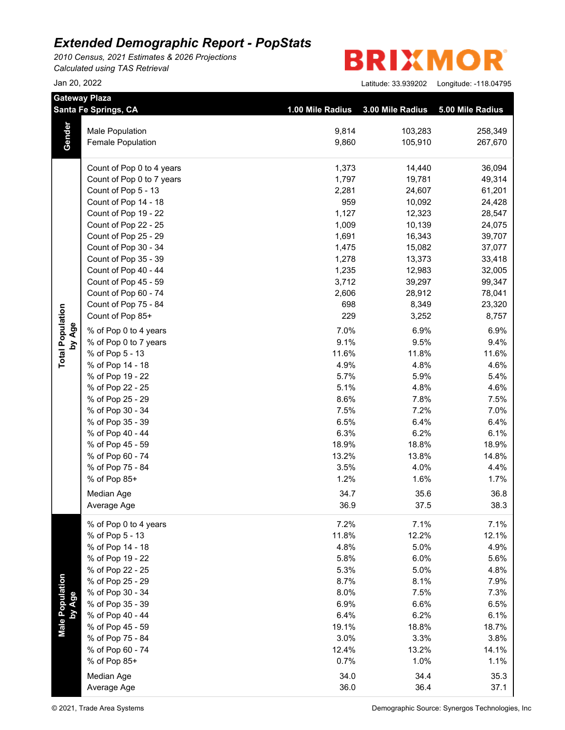# Extended Demographic Report - PopStats

*2010 Census, 2021 Estimates & 2026 Projections*
*Calculated using TAS Retrieval*

Jan 20, 2022

BRIXMOR

Latitude: 33.939202 Longitude: -118.04795

**Gateway Plaza**
**Santa Fe Springs, CA**

| | | 1.00 Mile Radius | 3.00 Mile Radius | 5.00 Mile Radius |
|---|---|---|---|---|
| **Gender** | Male Population | 9,814 | 103,283 | 258,349 |
| | Female Population | 9,860 | 105,910 | 267,670 |
| **Total Population by Age** | Count of Pop 0 to 4 years | 1,373 | 14,440 | 36,094 |
| | Count of Pop 0 to 7 years | 1,797 | 19,781 | 49,314 |
| | Count of Pop 5 - 13 | 2,281 | 24,607 | 61,201 |
| | Count of Pop 14 - 18 | 959 | 10,092 | 24,428 |
| | Count of Pop 19 - 22 | 1,127 | 12,323 | 28,547 |
| | Count of Pop 22 - 25 | 1,009 | 10,139 | 24,075 |
| | Count of Pop 25 - 29 | 1,691 | 16,343 | 39,707 |
| | Count of Pop 30 - 34 | 1,475 | 15,082 | 37,077 |
| | Count of Pop 35 - 39 | 1,278 | 13,373 | 33,418 |
| | Count of Pop 40 - 44 | 1,235 | 12,983 | 32,005 |
| | Count of Pop 45 - 59 | 3,712 | 39,297 | 99,347 |
| | Count of Pop 60 - 74 | 2,606 | 28,912 | 78,041 |
| | Count of Pop 75 - 84 | 698 | 8,349 | 23,320 |
| | Count of Pop 85+ | 229 | 3,252 | 8,757 |
| | % of Pop 0 to 4 years | 7.0% | 6.9% | 6.9% |
| | % of Pop 0 to 7 years | 9.1% | 9.5% | 9.4% |
| | % of Pop 5 - 13 | 11.6% | 11.8% | 11.6% |
| | % of Pop 14 - 18 | 4.9% | 4.8% | 4.6% |
| | % of Pop 19 - 22 | 5.7% | 5.9% | 5.4% |
| | % of Pop 22 - 25 | 5.1% | 4.8% | 4.6% |
| | % of Pop 25 - 29 | 8.6% | 7.8% | 7.5% |
| | % of Pop 30 - 34 | 7.5% | 7.2% | 7.0% |
| | % of Pop 35 - 39 | 6.5% | 6.4% | 6.4% |
| | % of Pop 40 - 44 | 6.3% | 6.2% | 6.1% |
| | % of Pop 45 - 59 | 18.9% | 18.8% | 18.9% |
| | % of Pop 60 - 74 | 13.2% | 13.8% | 14.8% |
| | % of Pop 75 - 84 | 3.5% | 4.0% | 4.4% |
| | % of Pop 85+ | 1.2% | 1.6% | 1.7% |
| | Median Age | 34.7 | 35.6 | 36.8 |
| | Average Age | 36.9 | 37.5 | 38.3 |
| **Male Population by Age** | % of Pop 0 to 4 years | 7.2% | 7.1% | 7.1% |
| | % of Pop 5 - 13 | 11.8% | 12.2% | 12.1% |
| | % of Pop 14 - 18 | 4.8% | 5.0% | 4.9% |
| | % of Pop 19 - 22 | 5.8% | 6.0% | 5.6% |
| | % of Pop 22 - 25 | 5.3% | 5.0% | 4.8% |
| | % of Pop 25 - 29 | 8.7% | 8.1% | 7.9% |
| | % of Pop 30 - 34 | 8.0% | 7.5% | 7.3% |
| | % of Pop 35 - 39 | 6.9% | 6.6% | 6.5% |
| | % of Pop 40 - 44 | 6.4% | 6.2% | 6.1% |
| | % of Pop 45 - 59 | 19.1% | 18.8% | 18.7% |
| | % of Pop 75 - 84 | 3.0% | 3.3% | 3.8% |
| | % of Pop 60 - 74 | 12.4% | 13.2% | 14.1% |
| | % of Pop 85+ | 0.7% | 1.0% | 1.1% |
| | Median Age | 34.0 | 34.4 | 35.3 |
| | Average Age | 36.0 | 36.4 | 37.1 |

© 2021, Trade Area Systems

Demographic Source: Synergos Technologies, Inc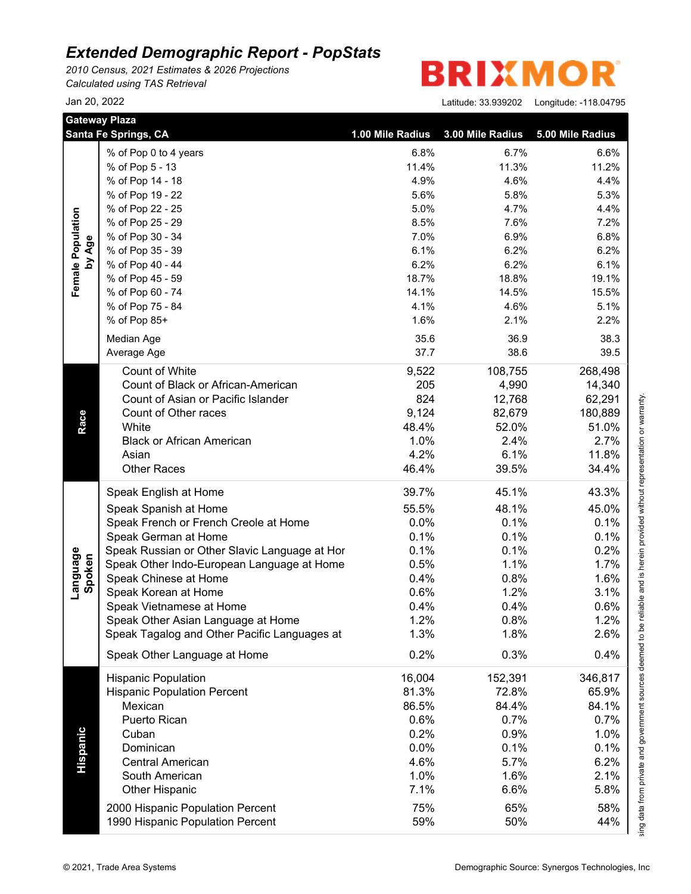# Extended Demographic Report - PopStats

*2010 Census, 2021 Estimates & 2026 Projections*
*Calculated using TAS Retrieval*

Jan 20, 2022

BRIXMOR

Latitude: 33.939202 Longitude: -118.04795

| Gateway Plaza Santa Fe Springs, CA | | 1.00 Mile Radius | 3.00 Mile Radius | 5.00 Mile Radius |
|---|---|---|---|---|
| Female Population by Age | % of Pop 0 to 4 years | 6.8% | 6.7% | 6.6% |
| | % of Pop 5 - 13 | 11.4% | 11.3% | 11.2% |
| | % of Pop 14 - 18 | 4.9% | 4.6% | 4.4% |
| | % of Pop 19 - 22 | 5.6% | 5.8% | 5.3% |
| | % of Pop 22 - 25 | 5.0% | 4.7% | 4.4% |
| | % of Pop 25 - 29 | 8.5% | 7.6% | 7.2% |
| | % of Pop 30 - 34 | 7.0% | 6.9% | 6.8% |
| | % of Pop 35 - 39 | 6.1% | 6.2% | 6.2% |
| | % of Pop 40 - 44 | 6.2% | 6.2% | 6.1% |
| | % of Pop 45 - 59 | 18.7% | 18.8% | 19.1% |
| | % of Pop 60 - 74 | 14.1% | 14.5% | 15.5% |
| | % of Pop 75 - 84 | 4.1% | 4.6% | 5.1% |
| | % of Pop 85+ | 1.6% | 2.1% | 2.2% |
| | Median Age | 35.6 | 36.9 | 38.3 |
| | Average Age | 37.7 | 38.6 | 39.5 |
| Race | Count of White | 9,522 | 108,755 | 268,498 |
| | Count of Black or African-American | 205 | 4,990 | 14,340 |
| | Count of Asian or Pacific Islander | 824 | 12,768 | 62,291 |
| | Count of Other races | 9,124 | 82,679 | 180,889 |
| | White | 48.4% | 52.0% | 51.0% |
| | Black or African American | 1.0% | 2.4% | 2.7% |
| | Asian | 4.2% | 6.1% | 11.8% |
| | Other Races | 46.4% | 39.5% | 34.4% |
| Language Spoken | Speak English at Home | 39.7% | 45.1% | 43.3% |
| | Speak Spanish at Home | 55.5% | 48.1% | 45.0% |
| | Speak French or French Creole at Home | 0.0% | 0.1% | 0.1% |
| | Speak German at Home | 0.1% | 0.1% | 0.1% |
| | Speak Russian or Other Slavic Language at Hor | 0.1% | 0.1% | 0.2% |
| | Speak Other Indo-European Language at Home | 0.5% | 1.1% | 1.7% |
| | Speak Chinese at Home | 0.4% | 0.8% | 1.6% |
| | Speak Korean at Home | 0.6% | 1.2% | 3.1% |
| | Speak Vietnamese at Home | 0.4% | 0.4% | 0.6% |
| | Speak Other Asian Language at Home | 1.2% | 0.8% | 1.2% |
| | Speak Tagalog and Other Pacific Languages at | 1.3% | 1.8% | 2.6% |
| | Speak Other Language at Home | 0.2% | 0.3% | 0.4% |
| Hispanic | Hispanic Population | 16,004 | 152,391 | 346,817 |
| | Hispanic Population Percent | 81.3% | 72.8% | 65.9% |
| | Mexican | 86.5% | 84.4% | 84.1% |
| | Puerto Rican | 0.6% | 0.7% | 0.7% |
| | Cuban | 0.2% | 0.9% | 1.0% |
| | Dominican | 0.0% | 0.1% | 0.1% |
| | Central American | 4.6% | 5.7% | 6.2% |
| | South American | 1.0% | 1.6% | 2.1% |
| | Other Hispanic | 7.1% | 6.6% | 5.8% |
| | 2000 Hispanic Population Percent | 75% | 65% | 58% |
| | 1990 Hispanic Population Percent | 59% | 50% | 44% |

sing data from private and government sources deemed to be reliable and is herein provided without representation or warranty.

© 2021, Trade Area Systems

Demographic Source: Synergos Technologies, Inc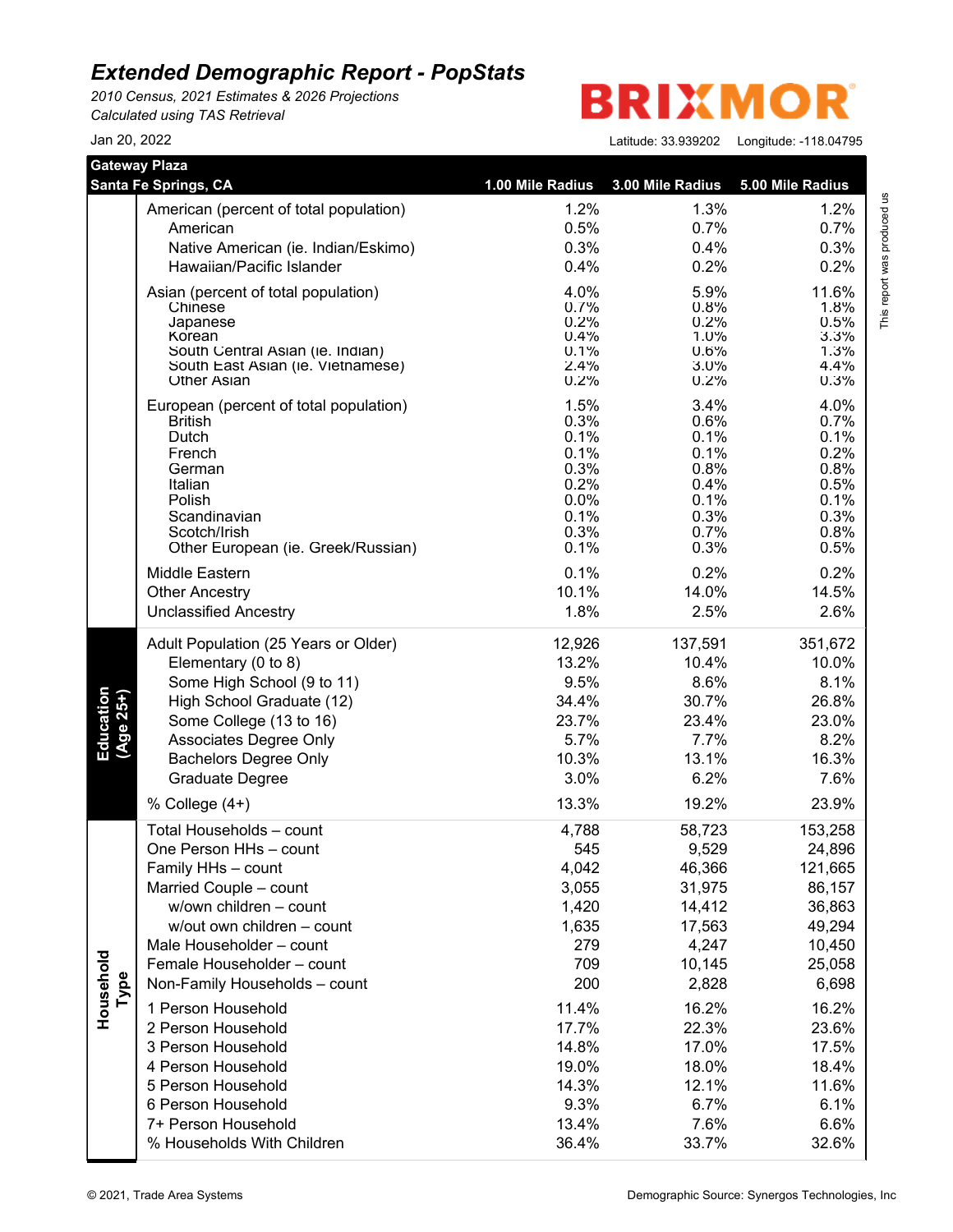# Extended Demographic Report - PopStats

*2010 Census, 2021 Estimates & 2026 Projections*
*Calculated using TAS Retrieval*

Jan 20, 2022

BRIXMOR

Latitude: 33.939202 Longitude: -118.04795

**Gateway Plaza**
**Santa Fe Springs, CA**

| Section | | 1.00 Mile Radius | 3.00 Mile Radius | 5.00 Mile Radius |
|---|---|---|---|---|
| | American (percent of total population) | 1.2% | 1.3% | 1.2% |
| | American | 0.5% | 0.7% | 0.7% |
| | Native American (ie. Indian/Eskimo) | 0.3% | 0.4% | 0.3% |
| | Hawaiian/Pacific Islander | 0.4% | 0.2% | 0.2% |
| | Asian (percent of total population) | 4.0% | 5.9% | 11.6% |
| | Chinese | 0.7% | 0.8% | 1.8% |
| | Japanese | 0.2% | 0.2% | 0.5% |
| | Korean | 0.4% | 1.0% | 3.3% |
| | South Central Asian (ie. Indian) | 0.1% | 0.6% | 1.3% |
| | South East Asian (ie. Vietnamese) | 2.4% | 3.0% | 4.4% |
| | Other Asian | 0.2% | 0.2% | 0.3% |
| | European (percent of total population) | 1.5% | 3.4% | 4.0% |
| | British | 0.3% | 0.6% | 0.7% |
| | Dutch | 0.1% | 0.1% | 0.1% |
| | French | 0.1% | 0.1% | 0.2% |
| | German | 0.3% | 0.8% | 0.8% |
| | Italian | 0.2% | 0.4% | 0.5% |
| | Polish | 0.0% | 0.1% | 0.1% |
| | Scandinavian | 0.1% | 0.3% | 0.3% |
| | Scotch/Irish | 0.3% | 0.7% | 0.8% |
| | Other European (ie. Greek/Russian) | 0.1% | 0.3% | 0.5% |
| | Middle Eastern | 0.1% | 0.2% | 0.2% |
| | Other Ancestry | 10.1% | 14.0% | 14.5% |
| | Unclassified Ancestry | 1.8% | 2.5% | 2.6% |
| **Education (Age 25+)** | Adult Population (25 Years or Older) | 12,926 | 137,591 | 351,672 |
| | Elementary (0 to 8) | 13.2% | 10.4% | 10.0% |
| | Some High School (9 to 11) | 9.5% | 8.6% | 8.1% |
| | High School Graduate (12) | 34.4% | 30.7% | 26.8% |
| | Some College (13 to 16) | 23.7% | 23.4% | 23.0% |
| | Associates Degree Only | 5.7% | 7.7% | 8.2% |
| | Bachelors Degree Only | 10.3% | 13.1% | 16.3% |
| | Graduate Degree | 3.0% | 6.2% | 7.6% |
| | % College (4+) | 13.3% | 19.2% | 23.9% |
| **Household Type** | Total Households – count | 4,788 | 58,723 | 153,258 |
| | One Person HHs – count | 545 | 9,529 | 24,896 |
| | Family HHs – count | 4,042 | 46,366 | 121,665 |
| | Married Couple – count | 3,055 | 31,975 | 86,157 |
| | w/own children – count | 1,420 | 14,412 | 36,863 |
| | w/out own children – count | 1,635 | 17,563 | 49,294 |
| | Male Householder – count | 279 | 4,247 | 10,450 |
| | Female Householder – count | 709 | 10,145 | 25,058 |
| | Non-Family Households – count | 200 | 2,828 | 6,698 |
| | 1 Person Household | 11.4% | 16.2% | 16.2% |
| | 2 Person Household | 17.7% | 22.3% | 23.6% |
| | 3 Person Household | 14.8% | 17.0% | 17.5% |
| | 4 Person Household | 19.0% | 18.0% | 18.4% |
| | 5 Person Household | 14.3% | 12.1% | 11.6% |
| | 6 Person Household | 9.3% | 6.7% | 6.1% |
| | 7+ Person Household | 13.4% | 7.6% | 6.6% |
| | % Households With Children | 36.4% | 33.7% | 32.6% |

This report was produced us

© 2021, Trade Area Systems

Demographic Source: Synergos Technologies, Inc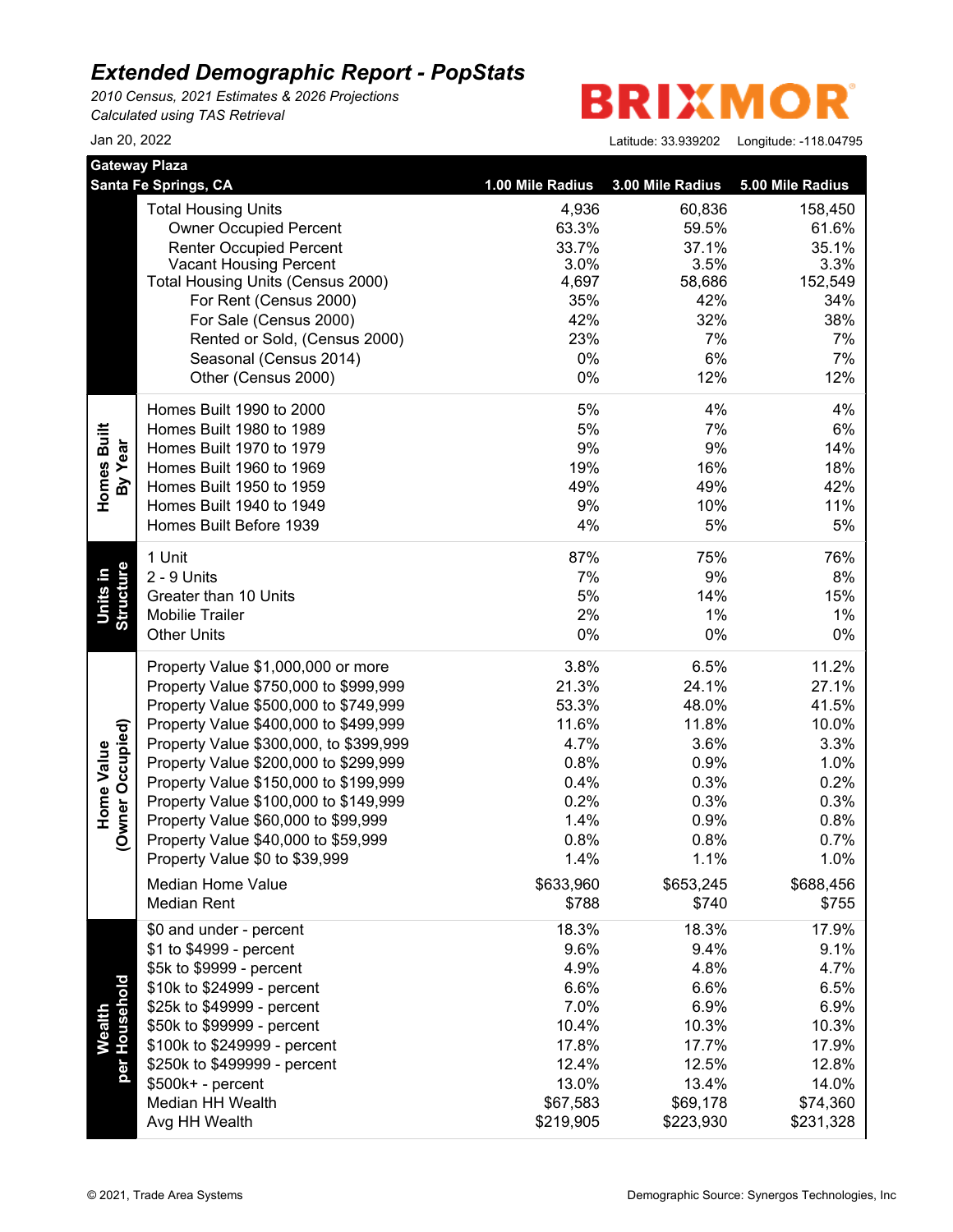# Extended Demographic Report - PopStats

*2010 Census, 2021 Estimates & 2026 Projections*
*Calculated using TAS Retrieval*

BRIXMOR

Jan 20, 2022

Latitude: 33.939202 Longitude: -118.04795

| Gateway Plaza Santa Fe Springs, CA | | 1.00 Mile Radius | 3.00 Mile Radius | 5.00 Mile Radius |
|---|---|---|---|---|
| | Total Housing Units | 4,936 | 60,836 | 158,450 |
| | Owner Occupied Percent | 63.3% | 59.5% | 61.6% |
| | Renter Occupied Percent | 33.7% | 37.1% | 35.1% |
| | Vacant Housing Percent | 3.0% | 3.5% | 3.3% |
| | Total Housing Units (Census 2000) | 4,697 | 58,686 | 152,549 |
| | For Rent (Census 2000) | 35% | 42% | 34% |
| | For Sale (Census 2000) | 42% | 32% | 38% |
| | Rented or Sold, (Census 2000) | 23% | 7% | 7% |
| | Seasonal (Census 2014) | 0% | 6% | 7% |
| | Other (Census 2000) | 0% | 12% | 12% |
| Homes Built By Year | Homes Built 1990 to 2000 | 5% | 4% | 4% |
| | Homes Built 1980 to 1989 | 5% | 7% | 6% |
| | Homes Built 1970 to 1979 | 9% | 9% | 14% |
| | Homes Built 1960 to 1969 | 19% | 16% | 18% |
| | Homes Built 1950 to 1959 | 49% | 49% | 42% |
| | Homes Built 1940 to 1949 | 9% | 10% | 11% |
| | Homes Built Before 1939 | 4% | 5% | 5% |
| Units in Structure | 1 Unit | 87% | 75% | 76% |
| | 2 - 9 Units | 7% | 9% | 8% |
| | Greater than 10 Units | 5% | 14% | 15% |
| | Mobilie Trailer | 2% | 1% | 1% |
| | Other Units | 0% | 0% | 0% |
| Home Value (Owner Occupied) | Property Value $1,000,000 or more | 3.8% | 6.5% | 11.2% |
| | Property Value $750,000 to $999,999 | 21.3% | 24.1% | 27.1% |
| | Property Value $500,000 to $749,999 | 53.3% | 48.0% | 41.5% |
| | Property Value $400,000 to $499,999 | 11.6% | 11.8% | 10.0% |
| | Property Value $300,000, to $399,999 | 4.7% | 3.6% | 3.3% |
| | Property Value $200,000 to $299,999 | 0.8% | 0.9% | 1.0% |
| | Property Value $150,000 to $199,999 | 0.4% | 0.3% | 0.2% |
| | Property Value $100,000 to $149,999 | 0.2% | 0.3% | 0.3% |
| | Property Value $60,000 to $99,999 | 1.4% | 0.9% | 0.8% |
| | Property Value $40,000 to $59,999 | 0.8% | 0.8% | 0.7% |
| | Property Value $0 to $39,999 | 1.4% | 1.1% | 1.0% |
| | Median Home Value | $633,960 | $653,245 | $688,456 |
| | Median Rent | $788 | $740 | $755 |
| Wealth per Household | $0 and under - percent | 18.3% | 18.3% | 17.9% |
| | $1 to $4999 - percent | 9.6% | 9.4% | 9.1% |
| | $5k to $9999 - percent | 4.9% | 4.8% | 4.7% |
| | $10k to $24999 - percent | 6.6% | 6.6% | 6.5% |
| | $25k to $49999 - percent | 7.0% | 6.9% | 6.9% |
| | $50k to $99999 - percent | 10.4% | 10.3% | 10.3% |
| | $100k to $249999 - percent | 17.8% | 17.7% | 17.9% |
| | $250k to $499999 - percent | 12.4% | 12.5% | 12.8% |
| | $500k+ - percent | 13.0% | 13.4% | 14.0% |
| | Median HH Wealth | $67,583 | $69,178 | $74,360 |
| | Avg HH Wealth | $219,905 | $223,930 | $231,328 |

© 2021, Trade Area Systems

Demographic Source: Synergos Technologies, Inc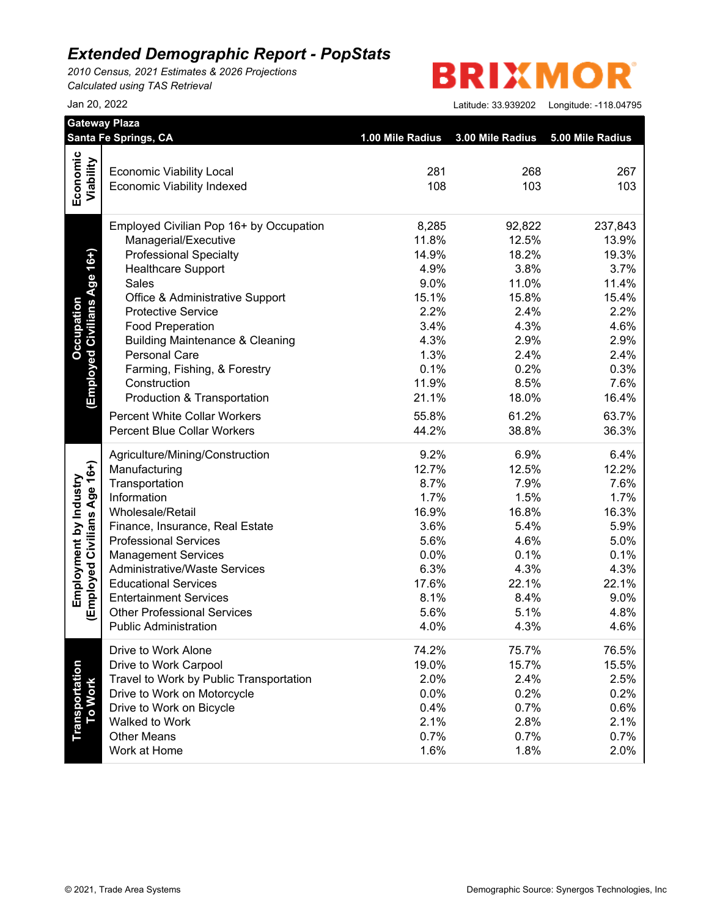# *Extended Demographic Report - PopStats*

*2010 Census, 2021 Estimates & 2026 Projections*
*Calculated using TAS Retrieval*

Jan 20, 2022

BRIXMOR

Latitude: 33.939202 Longitude: -118.04795

| Gateway Plaza Santa Fe Springs, CA | | 1.00 Mile Radius | 3.00 Mile Radius | 5.00 Mile Radius |
|---|---|---|---|---|
| **Economic Viability** | Economic Viability Local | 281 | 268 | 267 |
| | Economic Viability Indexed | 108 | 103 | 103 |
| **Occupation (Employed Civilians Age 16+)** | Employed Civilian Pop 16+ by Occupation | 8,285 | 92,822 | 237,843 |
| | Managerial/Executive | 11.8% | 12.5% | 13.9% |
| | Professional Specialty | 14.9% | 18.2% | 19.3% |
| | Healthcare Support | 4.9% | 3.8% | 3.7% |
| | Sales | 9.0% | 11.0% | 11.4% |
| | Office & Administrative Support | 15.1% | 15.8% | 15.4% |
| | Protective Service | 2.2% | 2.4% | 2.2% |
| | Food Preperation | 3.4% | 4.3% | 4.6% |
| | Building Maintenance & Cleaning | 4.3% | 2.9% | 2.9% |
| | Personal Care | 1.3% | 2.4% | 2.4% |
| | Farming, Fishing, & Forestry | 0.1% | 0.2% | 0.3% |
| | Construction | 11.9% | 8.5% | 7.6% |
| | Production & Transportation | 21.1% | 18.0% | 16.4% |
| | Percent White Collar Workers | 55.8% | 61.2% | 63.7% |
| | Percent Blue Collar Workers | 44.2% | 38.8% | 36.3% |
| **Employment by Industry (Employed Civilians Age 16+)** | Agriculture/Mining/Construction | 9.2% | 6.9% | 6.4% |
| | Manufacturing | 12.7% | 12.5% | 12.2% |
| | Transportation | 8.7% | 7.9% | 7.6% |
| | Information | 1.7% | 1.5% | 1.7% |
| | Wholesale/Retail | 16.9% | 16.8% | 16.3% |
| | Finance, Insurance, Real Estate | 3.6% | 5.4% | 5.9% |
| | Professional Services | 5.6% | 4.6% | 5.0% |
| | Management Services | 0.0% | 0.1% | 0.1% |
| | Administrative/Waste Services | 6.3% | 4.3% | 4.3% |
| | Educational Services | 17.6% | 22.1% | 22.1% |
| | Entertainment Services | 8.1% | 8.4% | 9.0% |
| | Other Professional Services | 5.6% | 5.1% | 4.8% |
| | Public Administration | 4.0% | 4.3% | 4.6% |
| **Transportation To Work** | Drive to Work Alone | 74.2% | 75.7% | 76.5% |
| | Drive to Work Carpool | 19.0% | 15.7% | 15.5% |
| | Travel to Work by Public Transportation | 2.0% | 2.4% | 2.5% |
| | Drive to Work on Motorcycle | 0.0% | 0.2% | 0.2% |
| | Drive to Work on Bicycle | 0.4% | 0.7% | 0.6% |
| | Walked to Work | 2.1% | 2.8% | 2.1% |
| | Other Means | 0.7% | 0.7% | 0.7% |
| | Work at Home | 1.6% | 1.8% | 2.0% |

© 2021, Trade Area Systems

Demographic Source: Synergos Technologies, Inc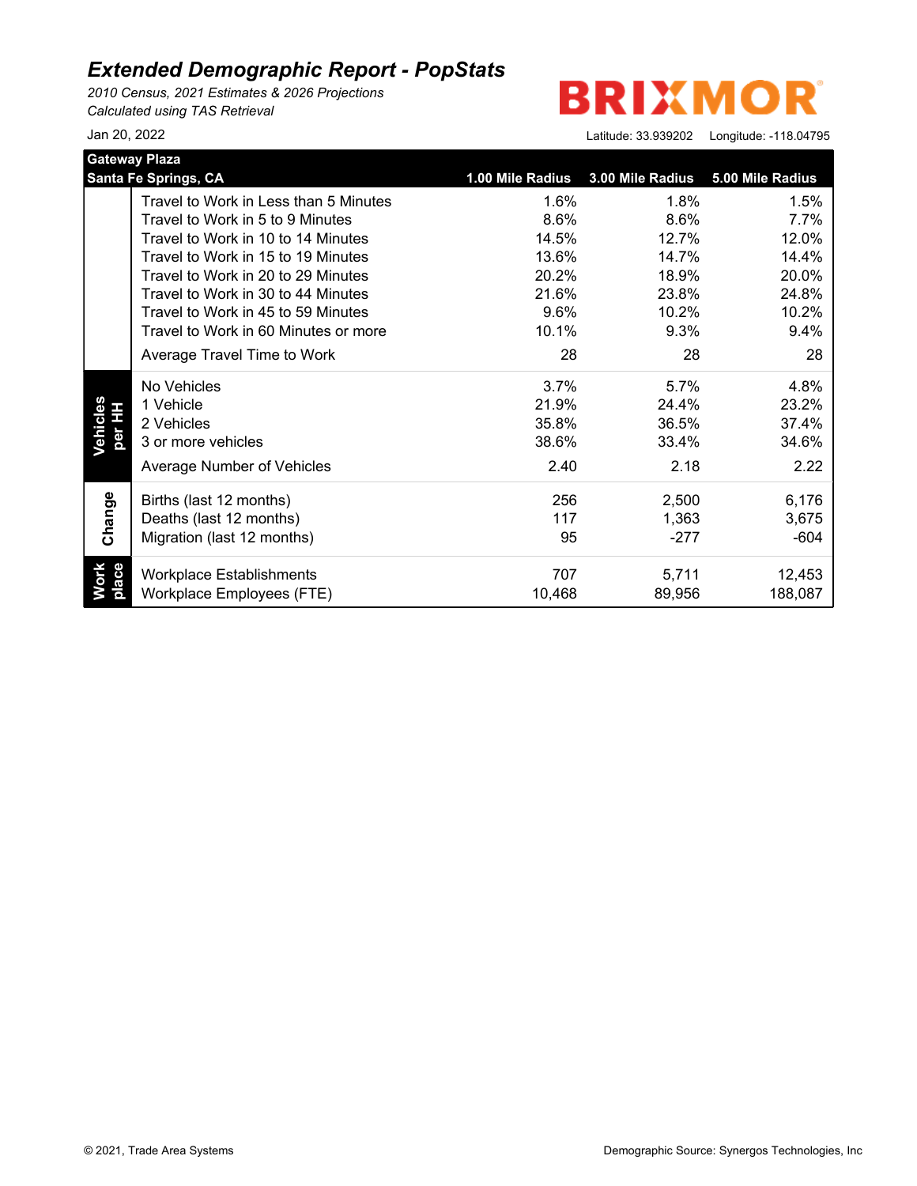# *Extended Demographic Report - PopStats*

*2010 Census, 2021 Estimates & 2026 Projections*
*Calculated using TAS Retrieval*

BRIXMOR

Jan 20, 2022

Latitude: 33.939202 Longitude: -118.04795

| Gateway Plaza Santa Fe Springs, CA | | 1.00 Mile Radius | 3.00 Mile Radius | 5.00 Mile Radius |
|---|---|---|---|---|
| | Travel to Work in Less than 5 Minutes | 1.6% | 1.8% | 1.5% |
| | Travel to Work in 5 to 9 Minutes | 8.6% | 8.6% | 7.7% |
| | Travel to Work in 10 to 14 Minutes | 14.5% | 12.7% | 12.0% |
| | Travel to Work in 15 to 19 Minutes | 13.6% | 14.7% | 14.4% |
| | Travel to Work in 20 to 29 Minutes | 20.2% | 18.9% | 20.0% |
| | Travel to Work in 30 to 44 Minutes | 21.6% | 23.8% | 24.8% |
| | Travel to Work in 45 to 59 Minutes | 9.6% | 10.2% | 10.2% |
| | Travel to Work in 60 Minutes or more | 10.1% | 9.3% | 9.4% |
| | Average Travel Time to Work | 28 | 28 | 28 |
| Vehicles per HH | No Vehicles | 3.7% | 5.7% | 4.8% |
| | 1 Vehicle | 21.9% | 24.4% | 23.2% |
| | 2 Vehicles | 35.8% | 36.5% | 37.4% |
| | 3 or more vehicles | 38.6% | 33.4% | 34.6% |
| | Average Number of Vehicles | 2.40 | 2.18 | 2.22 |
| Change | Births (last 12 months) | 256 | 2,500 | 6,176 |
| | Deaths (last 12 months) | 117 | 1,363 | 3,675 |
| | Migration (last 12 months) | 95 | -277 | -604 |
| Work place | Workplace Establishments | 707 | 5,711 | 12,453 |
| | Workplace Employees (FTE) | 10,468 | 89,956 | 188,087 |

© 2021, Trade Area Systems

Demographic Source: Synergos Technologies, Inc